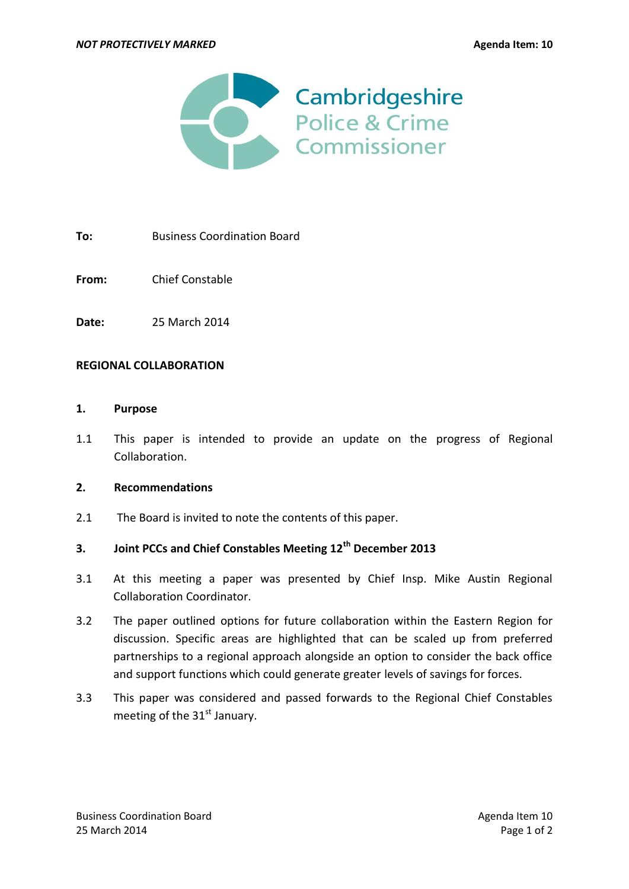*NOT PROTECTIVELY MARKED* **Agenda Item: 10**

Cambridgeshire Police & Crime Commissioner

**To:** Business Coordination Board

**From:** Chief Constable

**Date:** 25 March 2014

**REGIONAL COLLABORATION**

## 1. Purpose

1.1 This paper is intended to provide an update on the progress of Regional Collaboration.

## 2. Recommendations

2.1 The Board is invited to note the contents of this paper.

## 3. Joint PCCs and Chief Constables Meeting 12th December 2013

3.1 At this meeting a paper was presented by Chief Insp. Mike Austin Regional Collaboration Coordinator.

3.2 The paper outlined options for future collaboration within the Eastern Region for discussion. Specific areas are highlighted that can be scaled up from preferred partnerships to a regional approach alongside an option to consider the back office and support functions which could generate greater levels of savings for forces.

3.3 This paper was considered and passed forwards to the Regional Chief Constables meeting of the 31st January.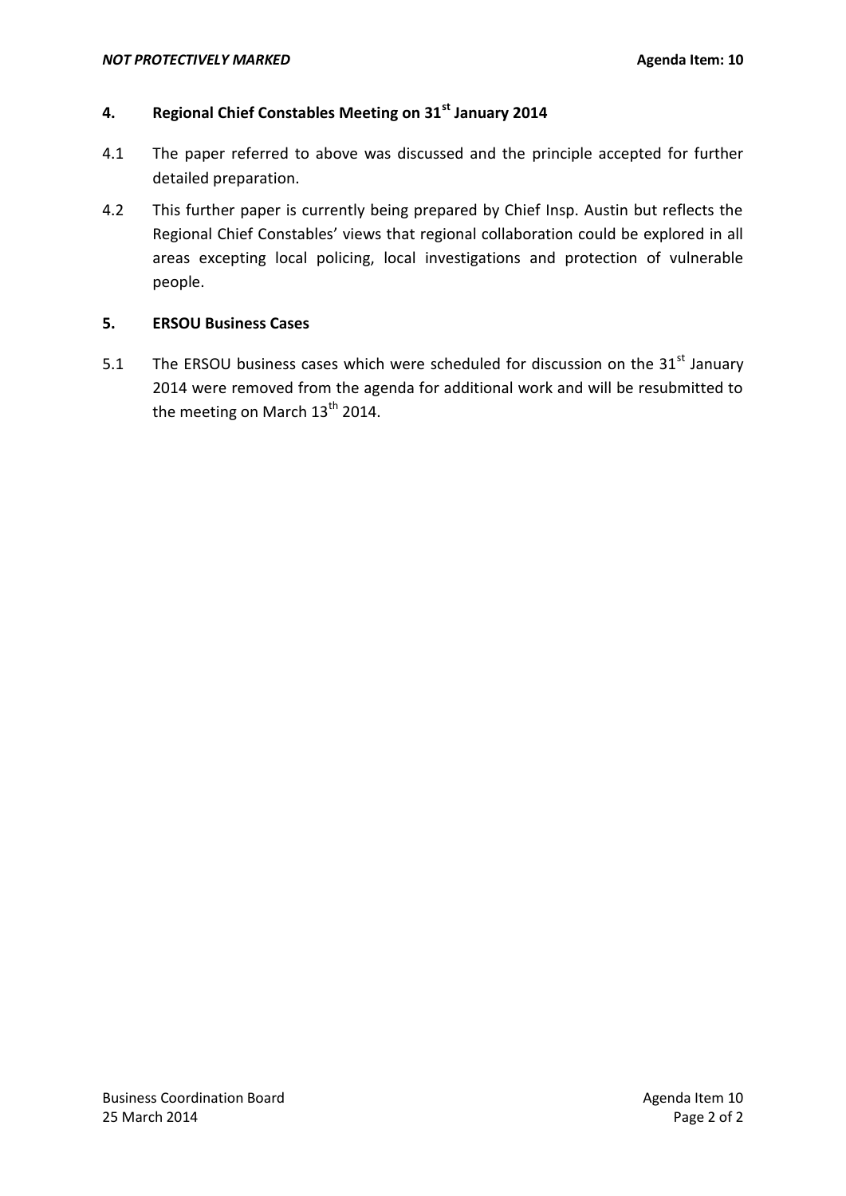## 4. Regional Chief Constables Meeting on 31st January 2014

4.1 The paper referred to above was discussed and the principle accepted for further detailed preparation.

4.2 This further paper is currently being prepared by Chief Insp. Austin but reflects the Regional Chief Constables' views that regional collaboration could be explored in all areas excepting local policing, local investigations and protection of vulnerable people.

## 5. ERSOU Business Cases

5.1 The ERSOU business cases which were scheduled for discussion on the 31st January 2014 were removed from the agenda for additional work and will be resubmitted to the meeting on March 13th 2014.